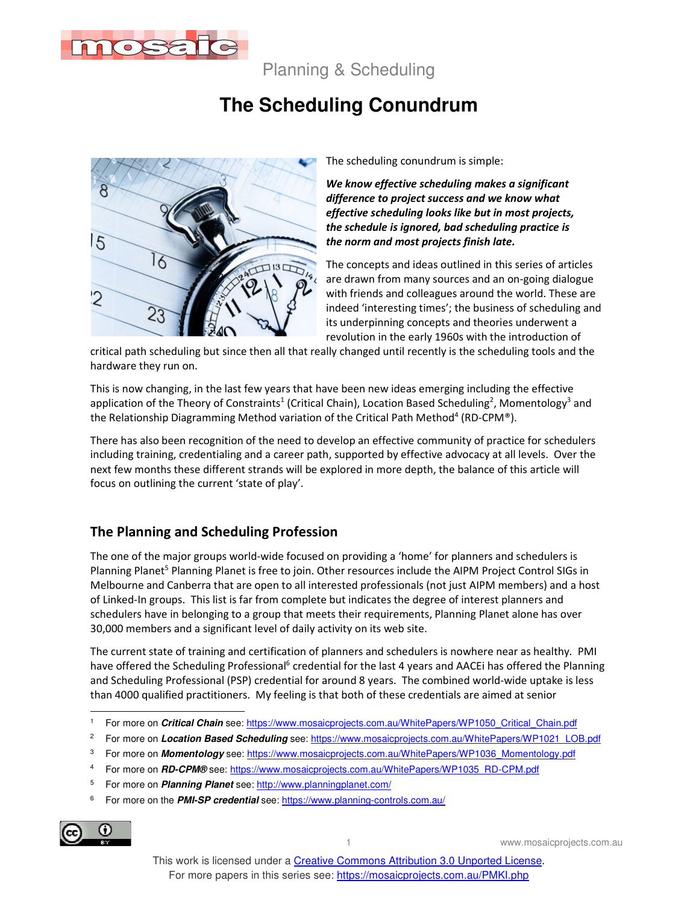Planning & Scheduling

# The Scheduling Conundrum

The scheduling conundrum is simple:

***We know effective scheduling makes a significant difference to project success and we know what effective scheduling looks like but in most projects, the schedule is ignored, bad scheduling practice is the norm and most projects finish late.***

The concepts and ideas outlined in this series of articles are drawn from many sources and an on-going dialogue with friends and colleagues around the world. These are indeed 'interesting times'; the business of scheduling and its underpinning concepts and theories underwent a revolution in the early 1960s with the introduction of critical path scheduling but since then all that really changed until recently is the scheduling tools and the hardware they run on.

This is now changing, in the last few years that have been new ideas emerging including the effective application of the Theory of Constraints[1] (Critical Chain), Location Based Scheduling[2], Momentology[3] and the Relationship Diagramming Method variation of the Critical Path Method[4] (RD-CPM®).

There has also been recognition of the need to develop an effective community of practice for schedulers including training, credentialing and a career path, supported by effective advocacy at all levels. Over the next few months these different strands will be explored in more depth, the balance of this article will focus on outlining the current 'state of play'.

## The Planning and Scheduling Profession

The one of the major groups world-wide focused on providing a 'home' for planners and schedulers is Planning Planet[5] Planning Planet is free to join. Other resources include the AIPM Project Control SIGs in Melbourne and Canberra that are open to all interested professionals (not just AIPM members) and a host of Linked-In groups. This list is far from complete but indicates the degree of interest planners and schedulers have in belonging to a group that meets their requirements, Planning Planet alone has over 30,000 members and a significant level of daily activity on its web site.

The current state of training and certification of planners and schedulers is nowhere near as healthy. PMI have offered the Scheduling Professional[6] credential for the last 4 years and AACEi has offered the Planning and Scheduling Professional (PSP) credential for around 8 years. The combined world-wide uptake is less than 4000 qualified practitioners. My feeling is that both of these credentials are aimed at senior

---

[1] For more on ***Critical Chain*** see: https://www.mosaicprojects.com.au/WhitePapers/WP1050_Critical_Chain.pdf

[2] For more on ***Location Based Scheduling*** see: https://www.mosaicprojects.com.au/WhitePapers/WP1021_LOB.pdf

[3] For more on ***Momentology*** see: https://www.mosaicprojects.com.au/WhitePapers/WP1036_Momentology.pdf

[4] For more on ***RD-CPM®*** see: https://www.mosaicprojects.com.au/WhitePapers/WP1035_RD-CPM.pdf

[5] For more on ***Planning Planet*** see: http://www.planningplanet.com/

[6] For more on the ***PMI-SP credential*** see: https://www.planning-controls.com.au/

This work is licensed under a Creative Commons Attribution 3.0 Unported License.
For more papers in this series see: https://mosaicprojects.com.au/PMKI.php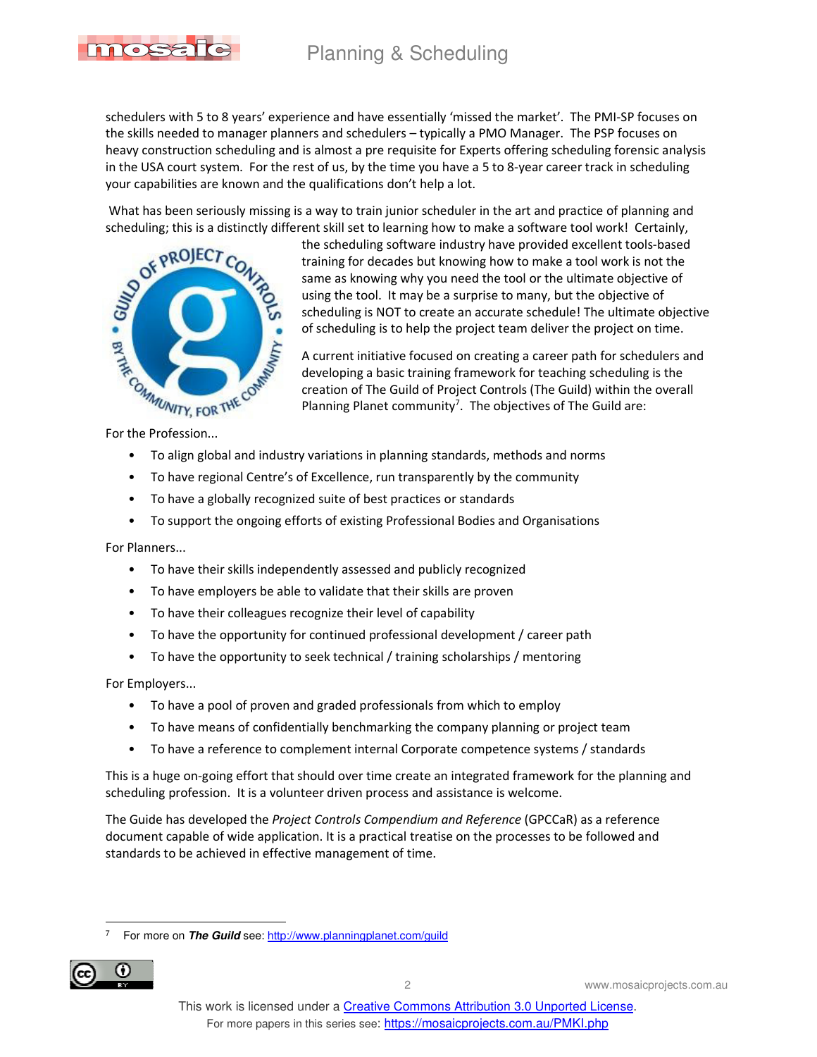schedulers with 5 to 8 years' experience and have essentially 'missed the market'. The PMI-SP focuses on the skills needed to manager planners and schedulers – typically a PMO Manager. The PSP focuses on heavy construction scheduling and is almost a pre requisite for Experts offering scheduling forensic analysis in the USA court system. For the rest of us, by the time you have a 5 to 8-year career track in scheduling your capabilities are known and the qualifications don't help a lot.

What has been seriously missing is a way to train junior scheduler in the art and practice of planning and scheduling; this is a distinctly different skill set to learning how to make a software tool work! Certainly, the scheduling software industry have provided excellent tools-based training for decades but knowing how to make a tool work is not the same as knowing why you need the tool or the ultimate objective of using the tool. It may be a surprise to many, but the objective of scheduling is NOT to create an accurate schedule! The ultimate objective of scheduling is to help the project team deliver the project on time.

A current initiative focused on creating a career path for schedulers and developing a basic training framework for teaching scheduling is the creation of The Guild of Project Controls (The Guild) within the overall Planning Planet community[7]. The objectives of The Guild are:

For the Profession...

- To align global and industry variations in planning standards, methods and norms
- To have regional Centre's of Excellence, run transparently by the community
- To have a globally recognized suite of best practices or standards
- To support the ongoing efforts of existing Professional Bodies and Organisations

For Planners...

- To have their skills independently assessed and publicly recognized
- To have employers be able to validate that their skills are proven
- To have their colleagues recognize their level of capability
- To have the opportunity for continued professional development / career path
- To have the opportunity to seek technical / training scholarships / mentoring

For Employers...

- To have a pool of proven and graded professionals from which to employ
- To have means of confidentially benchmarking the company planning or project team
- To have a reference to complement internal Corporate competence systems / standards

This is a huge on-going effort that should over time create an integrated framework for the planning and scheduling profession. It is a volunteer driven process and assistance is welcome.

The Guide has developed the *Project Controls Compendium and Reference* (GPCCaR) as a reference document capable of wide application. It is a practical treatise on the processes to be followed and standards to be achieved in effective management of time.

---

[7] For more on ***The Guild*** see: http://www.planningplanet.com/guild

This work is licensed under a Creative Commons Attribution 3.0 Unported License.
For more papers in this series see: https://mosaicprojects.com.au/PMKI.php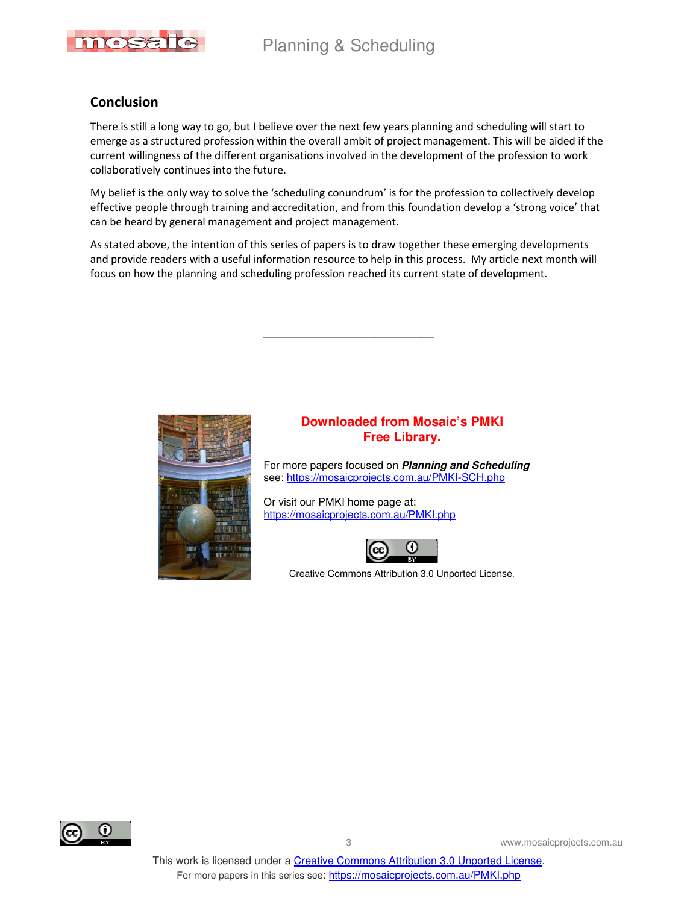## Conclusion

There is still a long way to go, but I believe over the next few years planning and scheduling will start to emerge as a structured profession within the overall ambit of project management. This will be aided if the current willingness of the different organisations involved in the development of the profession to work collaboratively continues into the future.

My belief is the only way to solve the 'scheduling conundrum' is for the profession to collectively develop effective people through training and accreditation, and from this foundation develop a 'strong voice' that can be heard by general management and project management.

As stated above, the intention of this series of papers is to draw together these emerging developments and provide readers with a useful information resource to help in this process. My article next month will focus on how the planning and scheduling profession reached its current state of development.

---

**Downloaded from Mosaic's PMKI Free Library.**

For more papers focused on ***Planning and Scheduling*** see: https://mosaicprojects.com.au/PMKI-SCH.php

Or visit our PMKI home page at: https://mosaicprojects.com.au/PMKI.php

Creative Commons Attribution 3.0 Unported License.